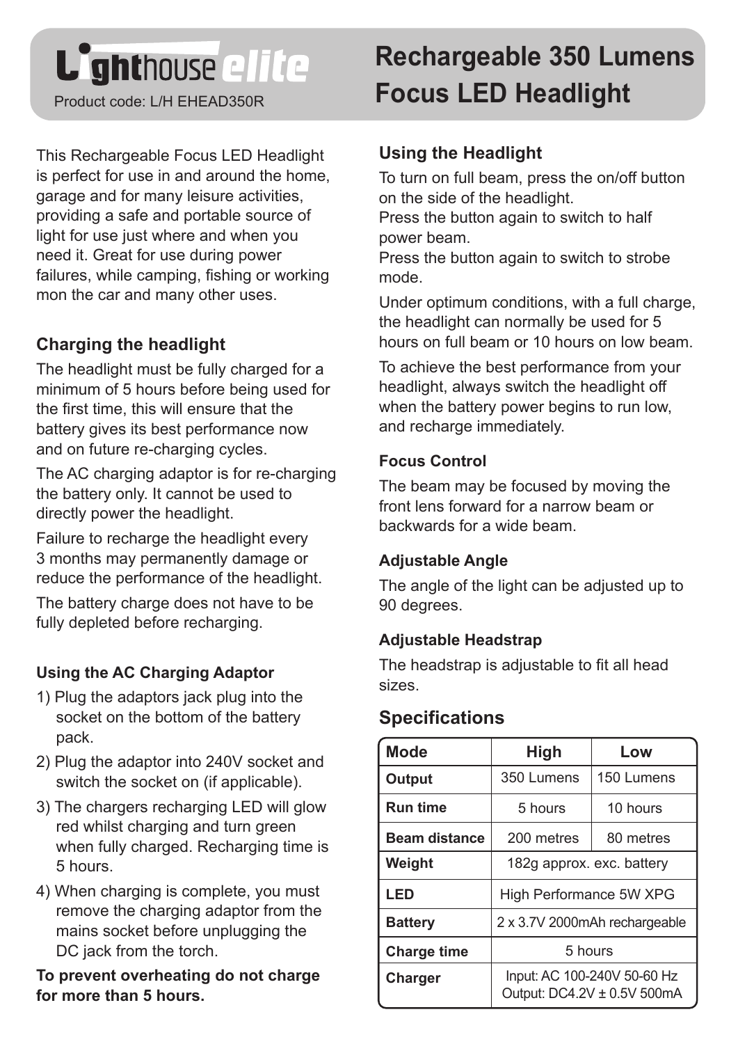# Lighthouse elite

Product code: L/H EHEAD350R

# Rechargeable 350 Lumens Focus LED Headlight

This Rechargeable Focus LED Headlight is perfect for use in and around the home, garage and for many leisure activities, providing a safe and portable source of light for use just where and when you need it. Great for use during power failures, while camping, fishing or working mon the car and many other uses.

### Charging the headlight

The headlight must be fully charged for a minimum of 5 hours before being used for the first time, this will ensure that the battery gives its best performance now and on future re-charging cycles.

The AC charging adaptor is for re-charging the battery only. It cannot be used to directly power the headlight.

Failure to recharge the headlight every 3 months may permanently damage or reduce the performance of the headlight.

The battery charge does not have to be fully depleted before recharging.

### Using the AC Charging Adaptor

1) Plug the adaptors jack plug into the socket on the bottom of the battery pack.
2) Plug the adaptor into 240V socket and switch the socket on (if applicable).
3) The chargers recharging LED will glow red whilst charging and turn green when fully charged. Recharging time is 5 hours.
4) When charging is complete, you must remove the charging adaptor from the mains socket before unplugging the DC jack from the torch.

**To prevent overheating do not charge for more than 5 hours.**

### Using the Headlight

To turn on full beam, press the on/off button on the side of the headlight.
Press the button again to switch to half power beam.
Press the button again to switch to strobe mode.

Under optimum conditions, with a full charge, the headlight can normally be used for 5 hours on full beam or 10 hours on low beam.

To achieve the best performance from your headlight, always switch the headlight off when the battery power begins to run low, and recharge immediately.

### Focus Control

The beam may be focused by moving the front lens forward for a narrow beam or backwards for a wide beam.

### Adjustable Angle

The angle of the light can be adjusted up to 90 degrees.

### Adjustable Headstrap

The headstrap is adjustable to fit all head sizes.

## Specifications

| Mode | High | Low |
|---|---|---|
| **Output** | 350 Lumens | 150 Lumens |
| **Run time** | 5 hours | 10 hours |
| **Beam distance** | 200 metres | 80 metres |
| **Weight** | 182g approx. exc. battery | |
| **LED** | High Performance 5W XPG | |
| **Battery** | 2 x 3.7V 2000mAh rechargeable | |
| **Charge time** | 5 hours | |
| **Charger** | Input: AC 100-240V 50-60 Hz<br>Output: DC4.2V ± 0.5V 500mA | |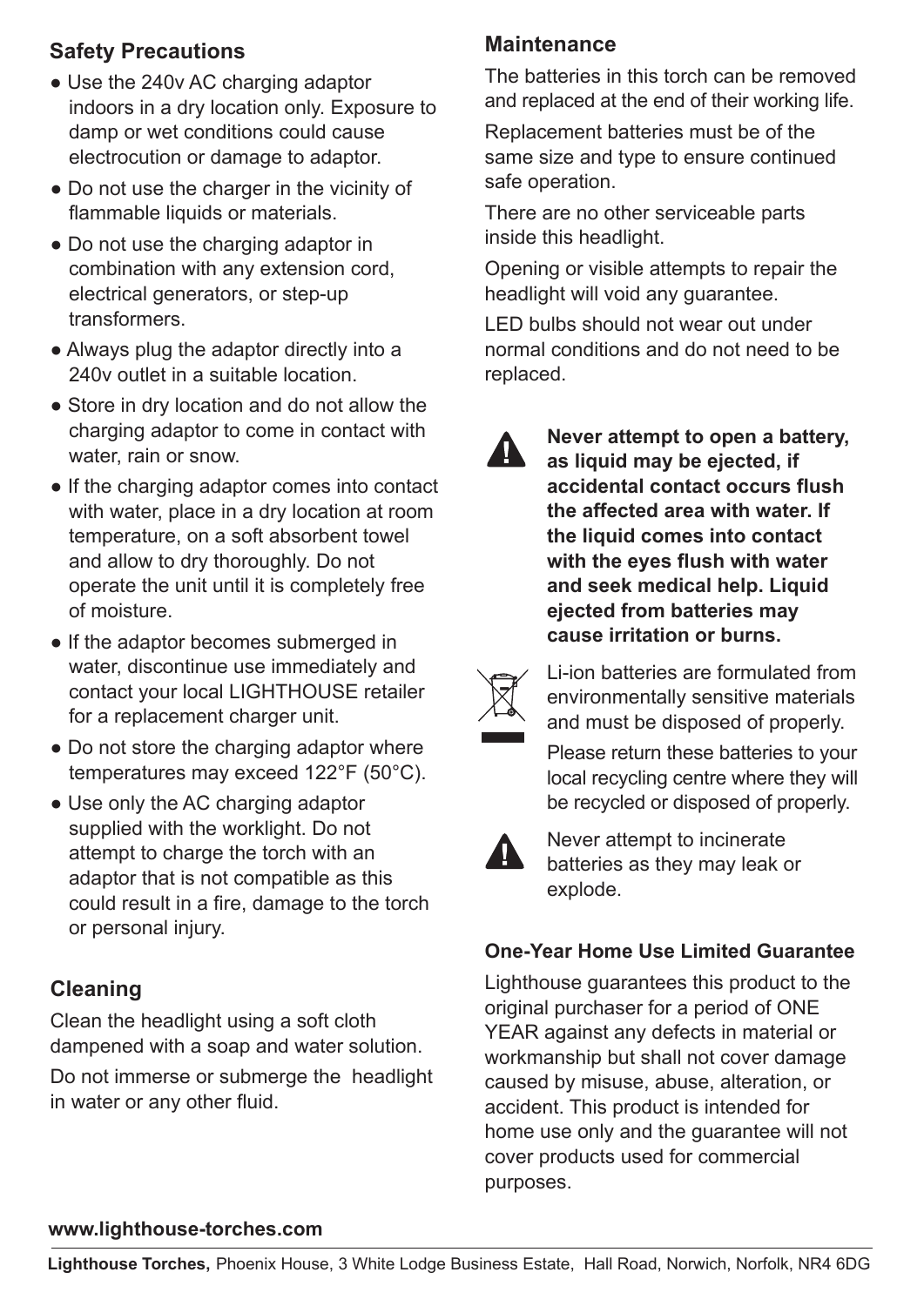## Safety Precautions

- Use the 240v AC charging adaptor indoors in a dry location only. Exposure to damp or wet conditions could cause electrocution or damage to adaptor.
- Do not use the charger in the vicinity of flammable liquids or materials.
- Do not use the charging adaptor in combination with any extension cord, electrical generators, or step-up transformers.
- Always plug the adaptor directly into a 240v outlet in a suitable location.
- Store in dry location and do not allow the charging adaptor to come in contact with water, rain or snow.
- If the charging adaptor comes into contact with water, place in a dry location at room temperature, on a soft absorbent towel and allow to dry thoroughly. Do not operate the unit until it is completely free of moisture.
- If the adaptor becomes submerged in water, discontinue use immediately and contact your local LIGHTHOUSE retailer for a replacement charger unit.
- Do not store the charging adaptor where temperatures may exceed 122°F (50°C).
- Use only the AC charging adaptor supplied with the worklight. Do not attempt to charge the torch with an adaptor that is not compatible as this could result in a fire, damage to the torch or personal injury.

## Cleaning

Clean the headlight using a soft cloth dampened with a soap and water solution.

Do not immerse or submerge the headlight in water or any other fluid.

## Maintenance

The batteries in this torch can be removed and replaced at the end of their working life.

Replacement batteries must be of the same size and type to ensure continued safe operation.

There are no other serviceable parts inside this headlight.

Opening or visible attempts to repair the headlight will void any guarantee.

LED bulbs should not wear out under normal conditions and do not need to be replaced.

**Never attempt to open a battery, as liquid may be ejected, if accidental contact occurs flush the affected area with water. If the liquid comes into contact with the eyes flush with water and seek medical help. Liquid ejected from batteries may cause irritation or burns.**

Li-ion batteries are formulated from environmentally sensitive materials and must be disposed of properly.

Please return these batteries to your local recycling centre where they will be recycled or disposed of properly.

Never attempt to incinerate batteries as they may leak or explode.

### One-Year Home Use Limited Guarantee

Lighthouse guarantees this product to the original purchaser for a period of ONE YEAR against any defects in material or workmanship but shall not cover damage caused by misuse, abuse, alteration, or accident. This product is intended for home use only and the guarantee will not cover products used for commercial purposes.

**www.lighthouse-torches.com**

**Lighthouse Torches,** Phoenix House, 3 White Lodge Business Estate, Hall Road, Norwich, Norfolk, NR4 6DG